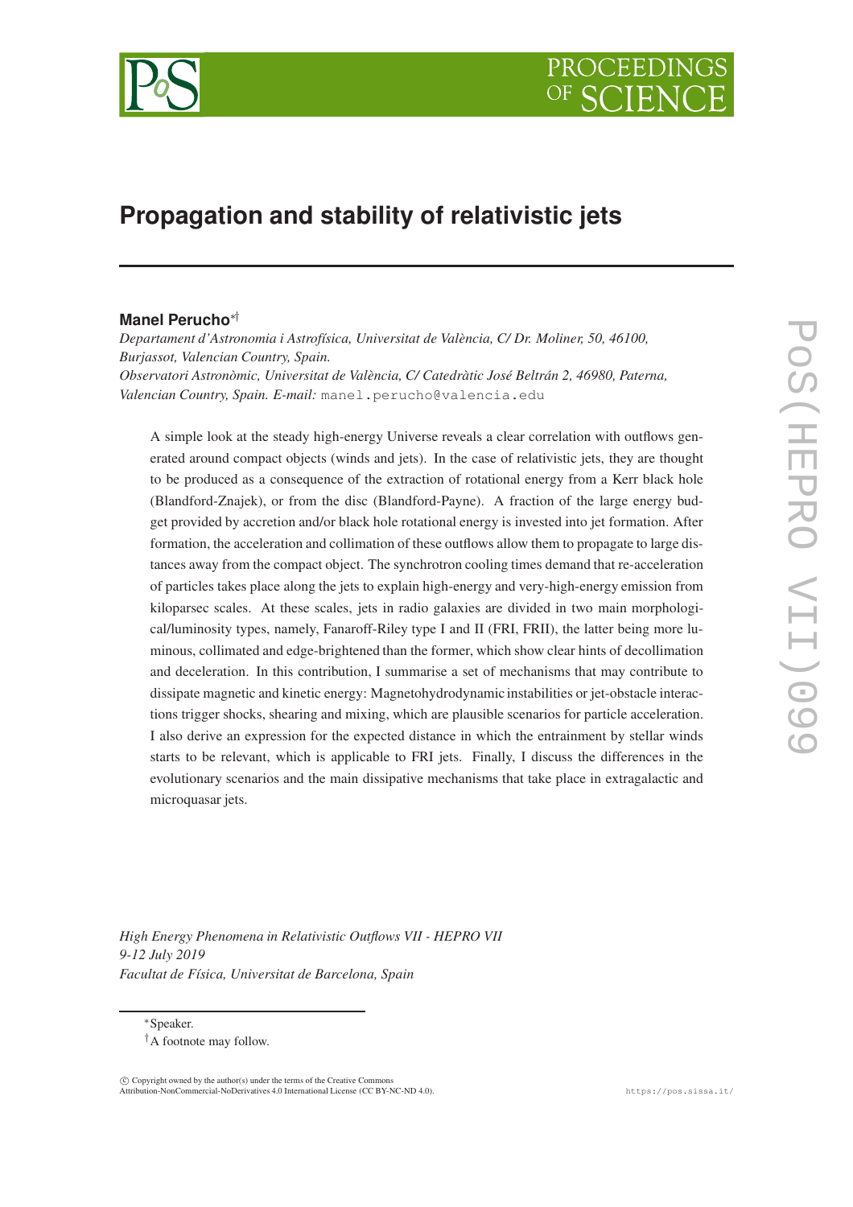# Propagation and stability of relativistic jets

**Manel Perucho**[*][†]

*Departament d'Astronomia i Astrofísica, Universitat de València, C/ Dr. Moliner, 50, 46100, Burjassot, Valencian Country, Spain.*
*Observatori Astronòmic, Universitat de València, C/ Catedràtic José Beltrán 2, 46980, Paterna, Valencian Country, Spain.* *E-mail:* manel.perucho@valencia.edu

A simple look at the steady high-energy Universe reveals a clear correlation with outflows generated around compact objects (winds and jets). In the case of relativistic jets, they are thought to be produced as a consequence of the extraction of rotational energy from a Kerr black hole (Blandford-Znajek), or from the disc (Blandford-Payne). A fraction of the large energy budget provided by accretion and/or black hole rotational energy is invested into jet formation. After formation, the acceleration and collimation of these outflows allow them to propagate to large distances away from the compact object. The synchrotron cooling times demand that re-acceleration of particles takes place along the jets to explain high-energy and very-high-energy emission from kiloparsec scales. At these scales, jets in radio galaxies are divided in two main morphological/luminosity types, namely, Fanaroff-Riley type I and II (FRI, FRII), the latter being more luminous, collimated and edge-brightened than the former, which show clear hints of decollimation and deceleration. In this contribution, I summarise a set of mechanisms that may contribute to dissipate magnetic and kinetic energy: Magnetohydrodynamic instabilities or jet-obstacle interactions trigger shocks, shearing and mixing, which are plausible scenarios for particle acceleration. I also derive an expression for the expected distance in which the entrainment by stellar winds starts to be relevant, which is applicable to FRI jets. Finally, I discuss the differences in the evolutionary scenarios and the main dissipative mechanisms that take place in extragalactic and microquasar jets.

*High Energy Phenomena in Relativistic Outflows VII - HEPRO VII*
*9-12 July 2019*
*Facultat de Física, Universitat de Barcelona, Spain*

[*]Speaker.
[†]A footnote may follow.

© Copyright owned by the author(s) under the terms of the Creative Commons Attribution-NonCommercial-NoDerivatives 4.0 International License (CC BY-NC-ND 4.0).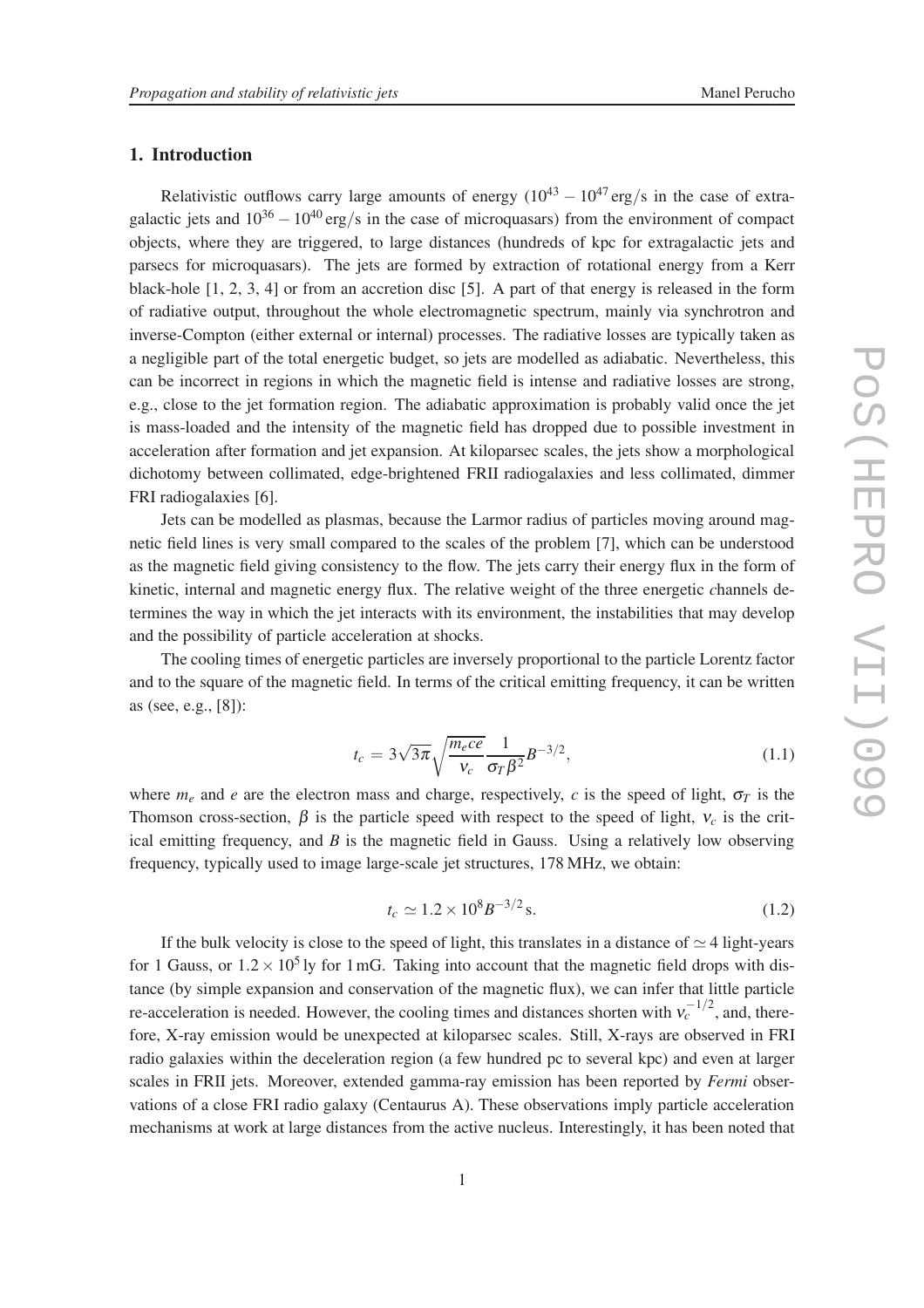## 1. Introduction

Relativistic outflows carry large amounts of energy ($10^{43}-10^{47}\,\mathrm{erg/s}$ in the case of extragalactic jets and $10^{36}-10^{40}\,\mathrm{erg/s}$ in the case of microquasars) from the environment of compact objects, where they are triggered, to large distances (hundreds of kpc for extragalactic jets and parsecs for microquasars). The jets are formed by extraction of rotational energy from a Kerr black-hole [1, 2, 3, 4] or from an accretion disc [5]. A part of that energy is released in the form of radiative output, throughout the whole electromagnetic spectrum, mainly via synchrotron and inverse-Compton (either external or internal) processes. The radiative losses are typically taken as a negligible part of the total energetic budget, so jets are modelled as adiabatic. Nevertheless, this can be incorrect in regions in which the magnetic field is intense and radiative losses are strong, e.g., close to the jet formation region. The adiabatic approximation is probably valid once the jet is mass-loaded and the intensity of the magnetic field has dropped due to possible investment in acceleration after formation and jet expansion. At kiloparsec scales, the jets show a morphological dichotomy between collimated, edge-brightened FRII radiogalaxies and less collimated, dimmer FRI radiogalaxies [6].

Jets can be modelled as plasmas, because the Larmor radius of particles moving around magnetic field lines is very small compared to the scales of the problem [7], which can be understood as the magnetic field giving consistency to the flow. The jets carry their energy flux in the form of kinetic, internal and magnetic energy flux. The relative weight of the three energetic *c*hannels determines the way in which the jet interacts with its environment, the instabilities that may develop and the possibility of particle acceleration at shocks.

The cooling times of energetic particles are inversely proportional to the particle Lorentz factor and to the square of the magnetic field. In terms of the critical emitting frequency, it can be written as (see, e.g., [8]):

$$t_c = 3\sqrt{3\pi}\sqrt{\frac{m_e c e}{\nu_c}}\frac{1}{\sigma_T \beta^2}B^{-3/2}, \tag{1.1}$$

where $m_e$ and $e$ are the electron mass and charge, respectively, $c$ is the speed of light, $\sigma_T$ is the Thomson cross-section, $\beta$ is the particle speed with respect to the speed of light, $\nu_c$ is the critical emitting frequency, and $B$ is the magnetic field in Gauss. Using a relatively low observing frequency, typically used to image large-scale jet structures, 178 MHz, we obtain:

$$t_c \simeq 1.2\times10^{8} B^{-3/2}\,\mathrm{s}. \tag{1.2}$$

If the bulk velocity is close to the speed of light, this translates in a distance of $\simeq 4$ light-years for 1 Gauss, or $1.2\times10^{5}$ ly for 1 mG. Taking into account that the magnetic field drops with distance (by simple expansion and conservation of the magnetic flux), we can infer that little particle re-acceleration is needed. However, the cooling times and distances shorten with $\nu_c^{-1/2}$, and, therefore, X-ray emission would be unexpected at kiloparsec scales. Still, X-rays are observed in FRI radio galaxies within the deceleration region (a few hundred pc to several kpc) and even at larger scales in FRII jets. Moreover, extended gamma-ray emission has been reported by *Fermi* observations of a close FRI radio galaxy (Centaurus A). These observations imply particle acceleration mechanisms at work at large distances from the active nucleus. Interestingly, it has been noted that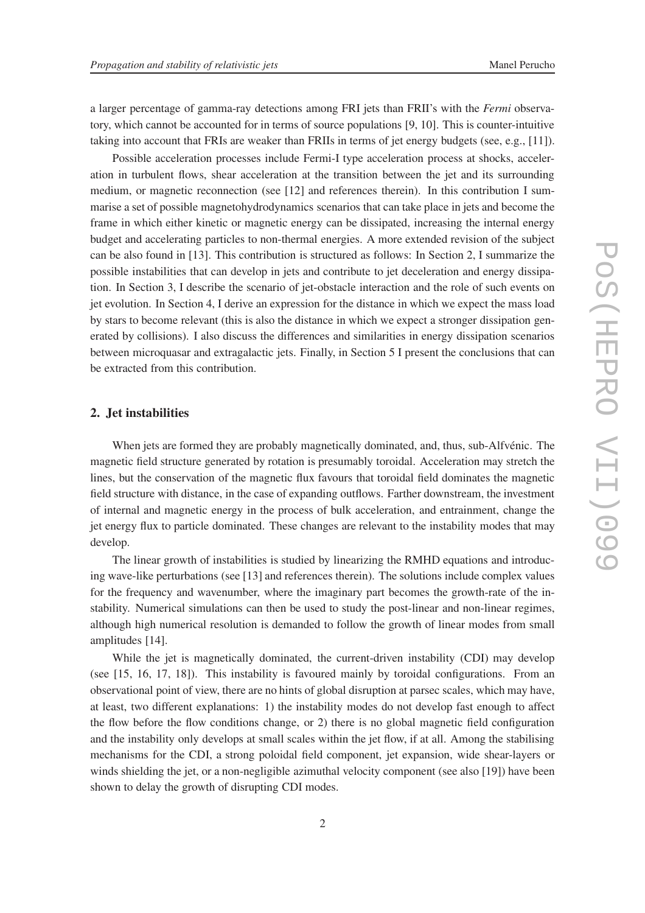a larger percentage of gamma-ray detections among FRI jets than FRII's with the *Fermi* observatory, which cannot be accounted for in terms of source populations [9, 10]. This is counter-intuitive taking into account that FRIs are weaker than FRIIs in terms of jet energy budgets (see, e.g., [11]).

Possible acceleration processes include Fermi-I type acceleration process at shocks, acceleration in turbulent flows, shear acceleration at the transition between the jet and its surrounding medium, or magnetic reconnection (see [12] and references therein). In this contribution I summarise a set of possible magnetohydrodynamics scenarios that can take place in jets and become the frame in which either kinetic or magnetic energy can be dissipated, increasing the internal energy budget and accelerating particles to non-thermal energies. A more extended revision of the subject can be also found in [13]. This contribution is structured as follows: In Section 2, I summarize the possible instabilities that can develop in jets and contribute to jet deceleration and energy dissipation. In Section 3, I describe the scenario of jet-obstacle interaction and the role of such events on jet evolution. In Section 4, I derive an expression for the distance in which we expect the mass load by stars to become relevant (this is also the distance in which we expect a stronger dissipation generated by collisions). I also discuss the differences and similarities in energy dissipation scenarios between microquasar and extragalactic jets. Finally, in Section 5 I present the conclusions that can be extracted from this contribution.

## 2. Jet instabilities

When jets are formed they are probably magnetically dominated, and, thus, sub-Alfvénic. The magnetic field structure generated by rotation is presumably toroidal. Acceleration may stretch the lines, but the conservation of the magnetic flux favours that toroidal field dominates the magnetic field structure with distance, in the case of expanding outflows. Farther downstream, the investment of internal and magnetic energy in the process of bulk acceleration, and entrainment, change the jet energy flux to particle dominated. These changes are relevant to the instability modes that may develop.

The linear growth of instabilities is studied by linearizing the RMHD equations and introducing wave-like perturbations (see [13] and references therein). The solutions include complex values for the frequency and wavenumber, where the imaginary part becomes the growth-rate of the instability. Numerical simulations can then be used to study the post-linear and non-linear regimes, although high numerical resolution is demanded to follow the growth of linear modes from small amplitudes [14].

While the jet is magnetically dominated, the current-driven instability (CDI) may develop (see [15, 16, 17, 18]). This instability is favoured mainly by toroidal configurations. From an observational point of view, there are no hints of global disruption at parsec scales, which may have, at least, two different explanations: 1) the instability modes do not develop fast enough to affect the flow before the flow conditions change, or 2) there is no global magnetic field configuration and the instability only develops at small scales within the jet flow, if at all. Among the stabilising mechanisms for the CDI, a strong poloidal field component, jet expansion, wide shear-layers or winds shielding the jet, or a non-negligible azimuthal velocity component (see also [19]) have been shown to delay the growth of disrupting CDI modes.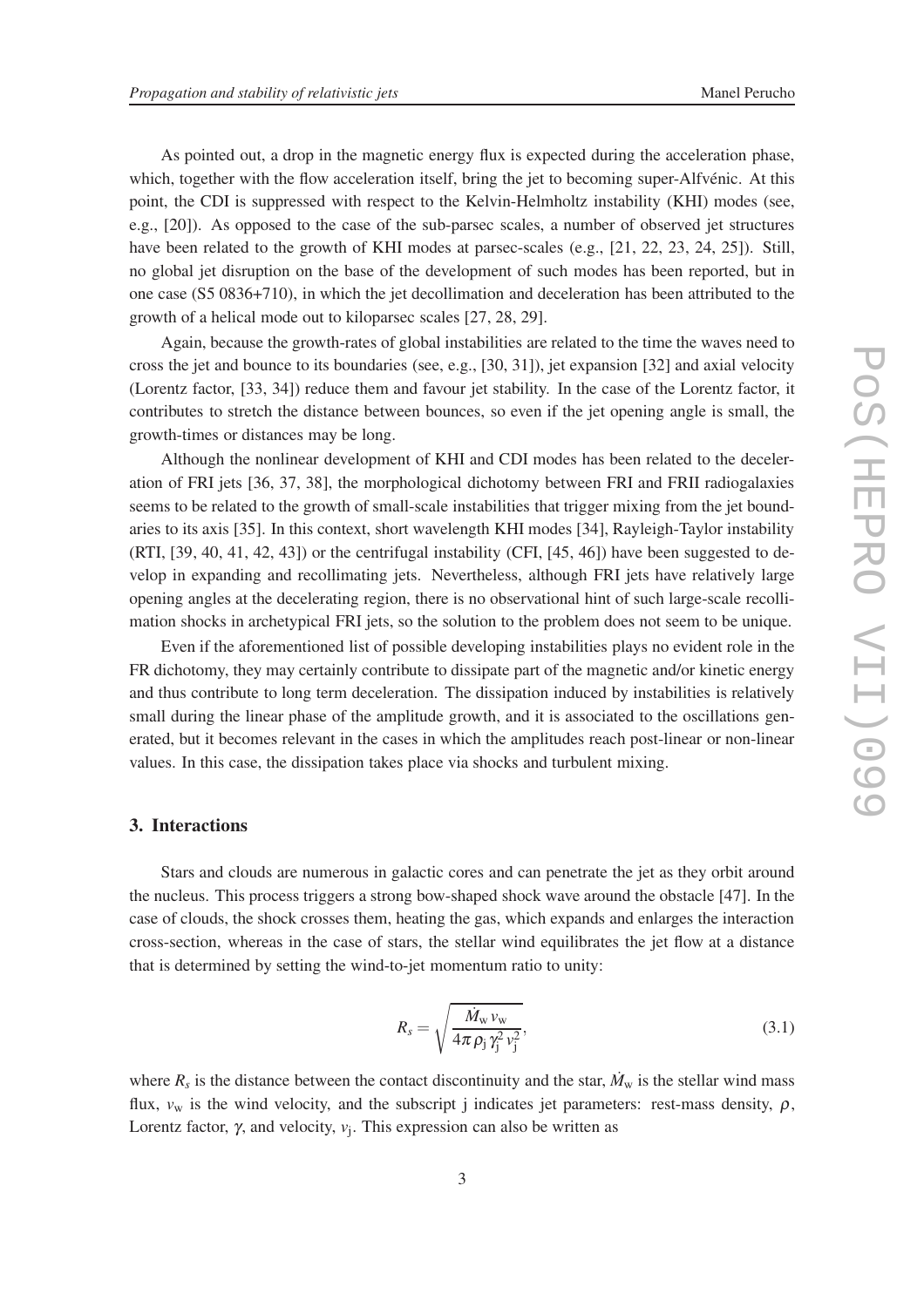As pointed out, a drop in the magnetic energy flux is expected during the acceleration phase, which, together with the flow acceleration itself, bring the jet to becoming super-Alfvénic. At this point, the CDI is suppressed with respect to the Kelvin-Helmholtz instability (KHI) modes (see, e.g., [20]). As opposed to the case of the sub-parsec scales, a number of observed jet structures have been related to the growth of KHI modes at parsec-scales (e.g., [21, 22, 23, 24, 25]). Still, no global jet disruption on the base of the development of such modes has been reported, but in one case (S5 0836+710), in which the jet decollimation and deceleration has been attributed to the growth of a helical mode out to kiloparsec scales [27, 28, 29].

Again, because the growth-rates of global instabilities are related to the time the waves need to cross the jet and bounce to its boundaries (see, e.g., [30, 31]), jet expansion [32] and axial velocity (Lorentz factor, [33, 34]) reduce them and favour jet stability. In the case of the Lorentz factor, it contributes to stretch the distance between bounces, so even if the jet opening angle is small, the growth-times or distances may be long.

Although the nonlinear development of KHI and CDI modes has been related to the deceleration of FRI jets [36, 37, 38], the morphological dichotomy between FRI and FRII radiogalaxies seems to be related to the growth of small-scale instabilities that trigger mixing from the jet boundaries to its axis [35]. In this context, short wavelength KHI modes [34], Rayleigh-Taylor instability (RTI, [39, 40, 41, 42, 43]) or the centrifugal instability (CFI, [45, 46]) have been suggested to develop in expanding and recollimating jets. Nevertheless, although FRI jets have relatively large opening angles at the decelerating region, there is no observational hint of such large-scale recollimation shocks in archetypical FRI jets, so the solution to the problem does not seem to be unique.

Even if the aforementioned list of possible developing instabilities plays no evident role in the FR dichotomy, they may certainly contribute to dissipate part of the magnetic and/or kinetic energy and thus contribute to long term deceleration. The dissipation induced by instabilities is relatively small during the linear phase of the amplitude growth, and it is associated to the oscillations generated, but it becomes relevant in the cases in which the amplitudes reach post-linear or non-linear values. In this case, the dissipation takes place via shocks and turbulent mixing.

## 3. Interactions

Stars and clouds are numerous in galactic cores and can penetrate the jet as they orbit around the nucleus. This process triggers a strong bow-shaped shock wave around the obstacle [47]. In the case of clouds, the shock crosses them, heating the gas, which expands and enlarges the interaction cross-section, whereas in the case of stars, the stellar wind equilibrates the jet flow at a distance that is determined by setting the wind-to-jet momentum ratio to unity:

$$R_s = \sqrt{\frac{\dot{M}_{\rm w}\, v_{\rm w}}{4\pi\, \rho_{\rm j}\, \gamma_{\rm j}^2\, v_{\rm j}^2}}, \tag{3.1}$$

where $R_s$ is the distance between the contact discontinuity and the star, $\dot{M}_{\rm w}$ is the stellar wind mass flux, $v_{\rm w}$ is the wind velocity, and the subscript j indicates jet parameters: rest-mass density, $\rho$, Lorentz factor, $\gamma$, and velocity, $v_{\rm j}$. This expression can also be written as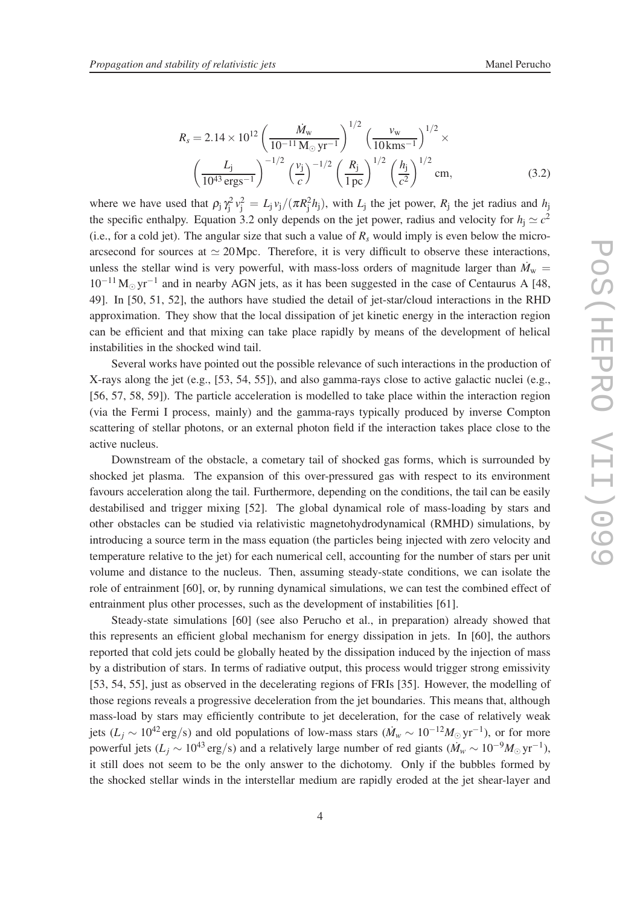$$R_s = 2.14 \times 10^{12} \left( \frac{\dot{M}_{\rm w}}{10^{-11}\,{\rm M_\odot\,yr^{-1}}} \right)^{1/2} \left( \frac{v_{\rm w}}{10\,{\rm kms^{-1}}} \right)^{1/2} \times \left( \frac{L_{\rm j}}{10^{43}\,{\rm ergs^{-1}}} \right)^{-1/2} \left( \frac{v_{\rm j}}{c} \right)^{-1/2} \left( \frac{R_{\rm j}}{1\,{\rm pc}} \right)^{1/2} \left( \frac{h_{\rm j}}{c^2} \right)^{1/2} {\rm cm}, \tag{3.2}$$

where we have used that $\rho_{\rm j}\gamma_{\rm j}^2 v_{\rm j}^2 = L_{\rm j} v_{\rm j}/(\pi R_{\rm j}^2 h_{\rm j})$, with $L_{\rm j}$ the jet power, $R_{\rm j}$ the jet radius and $h_{\rm j}$ the specific enthalpy. Equation 3.2 only depends on the jet power, radius and velocity for $h_{\rm j} \simeq c^2$ (i.e., for a cold jet). The angular size that such a value of $R_s$ would imply is even below the micro-arcsecond for sources at $\simeq 20\,$Mpc. Therefore, it is very difficult to observe these interactions, unless the stellar wind is very powerful, with mass-loss orders of magnitude larger than $\dot{M}_{\rm w} = 10^{-11}\,{\rm M_\odot\,yr^{-1}}$ and in nearby AGN jets, as it has been suggested in the case of Centaurus A [48, 49]. In [50, 51, 52], the authors have studied the detail of jet-star/cloud interactions in the RHD approximation. They show that the local dissipation of jet kinetic energy in the interaction region can be efficient and that mixing can take place rapidly by means of the development of helical instabilities in the shocked wind tail.

Several works have pointed out the possible relevance of such interactions in the production of X-rays along the jet (e.g., [53, 54, 55]), and also gamma-rays close to active galactic nuclei (e.g., [56, 57, 58, 59]). The particle acceleration is modelled to take place within the interaction region (via the Fermi I process, mainly) and the gamma-rays typically produced by inverse Compton scattering of stellar photons, or an external photon field if the interaction takes place close to the active nucleus.

Downstream of the obstacle, a cometary tail of shocked gas forms, which is surrounded by shocked jet plasma. The expansion of this over-pressured gas with respect to its environment favours acceleration along the tail. Furthermore, depending on the conditions, the tail can be easily destabilised and trigger mixing [52]. The global dynamical role of mass-loading by stars and other obstacles can be studied via relativistic magnetohydrodynamical (RMHD) simulations, by introducing a source term in the mass equation (the particles being injected with zero velocity and temperature relative to the jet) for each numerical cell, accounting for the number of stars per unit volume and distance to the nucleus. Then, assuming steady-state conditions, we can isolate the role of entrainment [60], or, by running dynamical simulations, we can test the combined effect of entrainment plus other processes, such as the development of instabilities [61].

Steady-state simulations [60] (see also Perucho et al., in preparation) already showed that this represents an efficient global mechanism for energy dissipation in jets. In [60], the authors reported that cold jets could be globally heated by the dissipation induced by the injection of mass by a distribution of stars. In terms of radiative output, this process would trigger strong emissivity [53, 54, 55], just as observed in the decelerating regions of FRIs [35]. However, the modelling of those regions reveals a progressive deceleration from the jet boundaries. This means that, although mass-load by stars may efficiently contribute to jet deceleration, for the case of relatively weak jets ($L_j \sim 10^{42}\,{\rm erg/s}$) and old populations of low-mass stars ($\dot{M}_w \sim 10^{-12} M_\odot\,{\rm yr}^{-1}$), or for more powerful jets ($L_j \sim 10^{43}\,{\rm erg/s}$) and a relatively large number of red giants ($\dot{M}_w \sim 10^{-9} M_\odot\,{\rm yr}^{-1}$), it still does not seem to be the only answer to the dichotomy. Only if the bubbles formed by the shocked stellar winds in the interstellar medium are rapidly eroded at the jet shear-layer and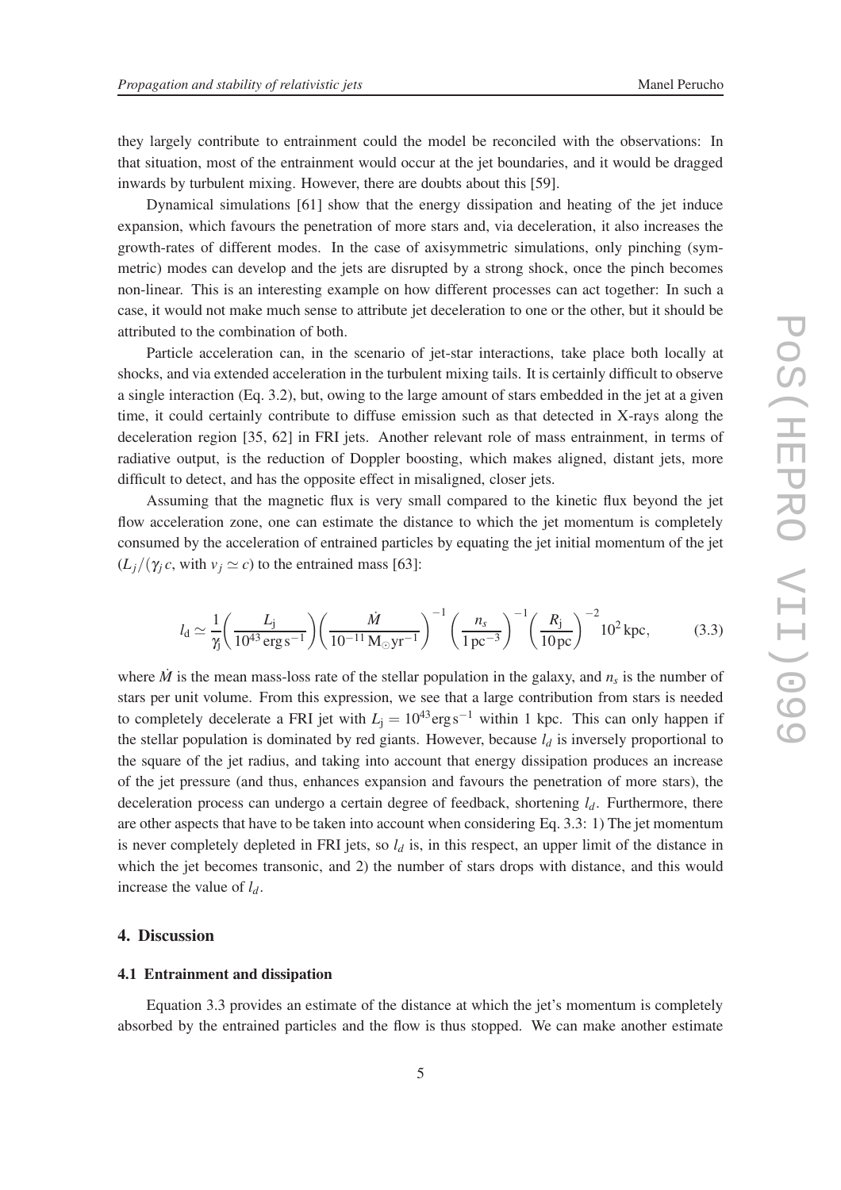they largely contribute to entrainment could the model be reconciled with the observations: In that situation, most of the entrainment would occur at the jet boundaries, and it would be dragged inwards by turbulent mixing. However, there are doubts about this [59].

Dynamical simulations [61] show that the energy dissipation and heating of the jet induce expansion, which favours the penetration of more stars and, via deceleration, it also increases the growth-rates of different modes. In the case of axisymmetric simulations, only pinching (symmetric) modes can develop and the jets are disrupted by a strong shock, once the pinch becomes non-linear. This is an interesting example on how different processes can act together: In such a case, it would not make much sense to attribute jet deceleration to one or the other, but it should be attributed to the combination of both.

Particle acceleration can, in the scenario of jet-star interactions, take place both locally at shocks, and via extended acceleration in the turbulent mixing tails. It is certainly difficult to observe a single interaction (Eq. 3.2), but, owing to the large amount of stars embedded in the jet at a given time, it could certainly contribute to diffuse emission such as that detected in X-rays along the deceleration region [35, 62] in FRI jets. Another relevant role of mass entrainment, in terms of radiative output, is the reduction of Doppler boosting, which makes aligned, distant jets, more difficult to detect, and has the opposite effect in misaligned, closer jets.

Assuming that the magnetic flux is very small compared to the kinetic flux beyond the jet flow acceleration zone, one can estimate the distance to which the jet momentum is completely consumed by the acceleration of entrained particles by equating the jet initial momentum of the jet ($L_j/(\gamma_j c$, with $v_j \simeq c$) to the entrained mass [63]:

$$l_{\rm d} \simeq \frac{1}{\gamma_{\rm j}}\left(\frac{L_{\rm j}}{10^{43}\,{\rm erg\,s^{-1}}}\right)\left(\frac{\dot{M}}{10^{-11}\,{\rm M_{\odot}yr^{-1}}}\right)^{-1}\left(\frac{n_s}{1\,{\rm pc^{-3}}}\right)^{-1}\left(\frac{R_{\rm j}}{10\,{\rm pc}}\right)^{-2}10^{2}\,{\rm kpc}, \tag{3.3}$$

where $\dot{M}$ is the mean mass-loss rate of the stellar population in the galaxy, and $n_s$ is the number of stars per unit volume. From this expression, we see that a large contribution from stars is needed to completely decelerate a FRI jet with $L_{\rm j} = 10^{43}\,{\rm erg\,s^{-1}}$ within 1 kpc. This can only happen if the stellar population is dominated by red giants. However, because $l_d$ is inversely proportional to the square of the jet radius, and taking into account that energy dissipation produces an increase of the jet pressure (and thus, enhances expansion and favours the penetration of more stars), the deceleration process can undergo a certain degree of feedback, shortening $l_d$. Furthermore, there are other aspects that have to be taken into account when considering Eq. 3.3: 1) The jet momentum is never completely depleted in FRI jets, so $l_d$ is, in this respect, an upper limit of the distance in which the jet becomes transonic, and 2) the number of stars drops with distance, and this would increase the value of $l_d$.

## 4. Discussion

### 4.1 Entrainment and dissipation

Equation 3.3 provides an estimate of the distance at which the jet's momentum is completely absorbed by the entrained particles and the flow is thus stopped. We can make another estimate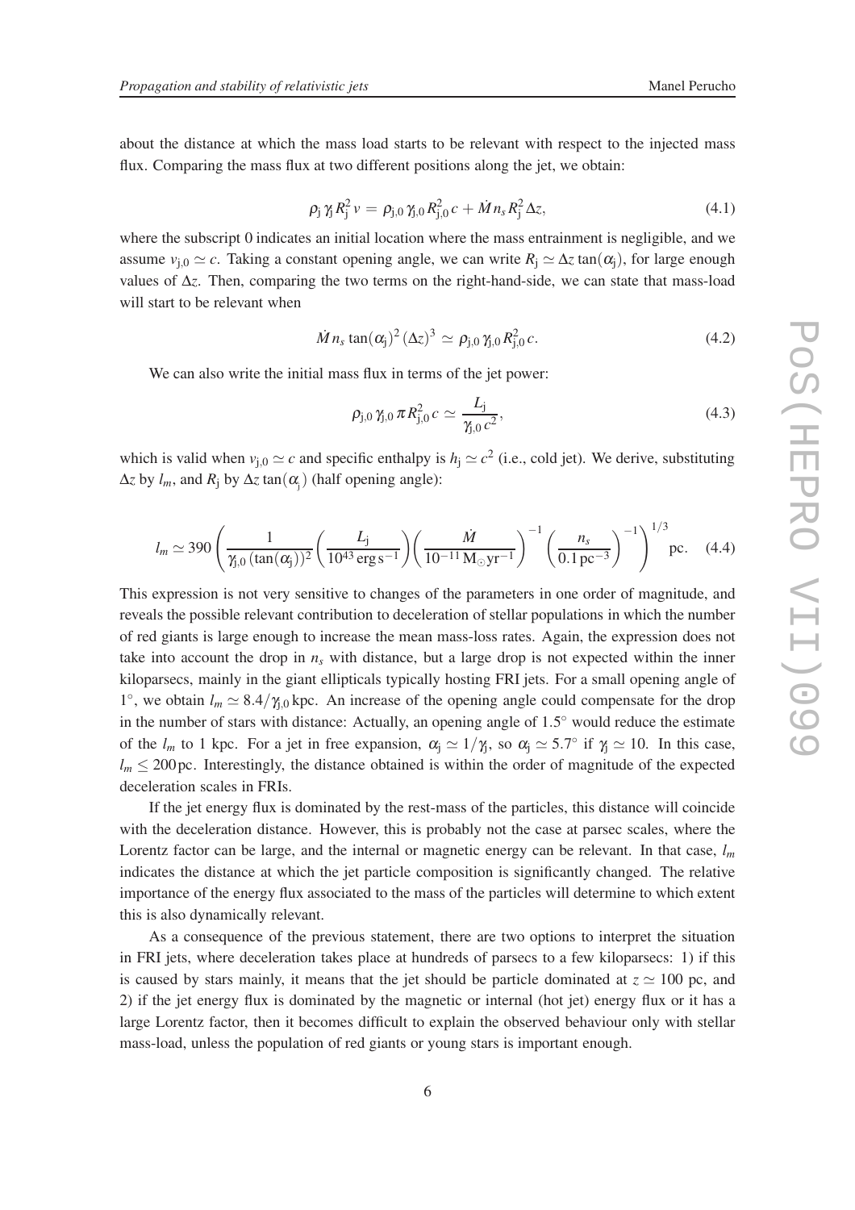about the distance at which the mass load starts to be relevant with respect to the injected mass flux. Comparing the mass flux at two different positions along the jet, we obtain:

$$\rho_{\rm j}\,\gamma_{\rm j}\,R_{\rm j}^2\,v = \rho_{\rm j,0}\,\gamma_{\rm j,0}\,R_{\rm j,0}^2\,c + \dot{M}\,n_s\,R_{\rm j}^2\,\Delta z, \tag{4.1}$$

where the subscript 0 indicates an initial location where the mass entrainment is negligible, and we assume $v_{\rm j,0} \simeq c$. Taking a constant opening angle, we can write $R_{\rm j} \simeq \Delta z \tan(\alpha_{\rm j})$, for large enough values of $\Delta z$. Then, comparing the two terms on the right-hand-side, we can state that mass-load will start to be relevant when

$$\dot{M}\,n_s\,\tan(\alpha_{\rm j})^2\,(\Delta z)^3 \simeq \rho_{\rm j,0}\,\gamma_{\rm j,0}\,R_{\rm j,0}^2\,c. \tag{4.2}$$

We can also write the initial mass flux in terms of the jet power:

$$\rho_{\rm j,0}\,\gamma_{\rm j,0}\,\pi R_{\rm j,0}^2\,c \simeq \frac{L_{\rm j}}{\gamma_{\rm j,0}\,c^2}, \tag{4.3}$$

which is valid when $v_{\rm j,0} \simeq c$ and specific enthalpy is $h_{\rm j} \simeq c^2$ (i.e., cold jet). We derive, substituting $\Delta z$ by $l_m$, and $R_{\rm j}$ by $\Delta z \tan(\alpha_{\rm j})$ (half opening angle):

$$l_m \simeq 390 \left( \frac{1}{\gamma_{\rm j,0}\,(\tan(\alpha_{\rm j}))^2} \left( \frac{L_{\rm j}}{10^{43}\,{\rm erg\,s^{-1}}} \right) \left( \frac{\dot{M}}{10^{-11}\,{\rm M_\odot yr^{-1}}} \right)^{-1} \left( \frac{n_s}{0.1\,{\rm pc^{-3}}} \right)^{-1} \right)^{1/3} {\rm pc}. \tag{4.4}$$

This expression is not very sensitive to changes of the parameters in one order of magnitude, and reveals the possible relevant contribution to deceleration of stellar populations in which the number of red giants is large enough to increase the mean mass-loss rates. Again, the expression does not take into account the drop in $n_s$ with distance, but a large drop is not expected within the inner kiloparsecs, mainly in the giant ellipticals typically hosting FRI jets. For a small opening angle of $1^\circ$, we obtain $l_m \simeq 8.4/\gamma_{\rm j,0}$ kpc. An increase of the opening angle could compensate for the drop in the number of stars with distance: Actually, an opening angle of $1.5^\circ$ would reduce the estimate of the $l_m$ to 1 kpc. For a jet in free expansion, $\alpha_{\rm j} \simeq 1/\gamma_{\rm j}$, so $\alpha_{\rm j} \simeq 5.7^\circ$ if $\gamma_{\rm j} \simeq 10$. In this case, $l_m \leq 200\,{\rm pc}$. Interestingly, the distance obtained is within the order of magnitude of the expected deceleration scales in FRIs.

If the jet energy flux is dominated by the rest-mass of the particles, this distance will coincide with the deceleration distance. However, this is probably not the case at parsec scales, where the Lorentz factor can be large, and the internal or magnetic energy can be relevant. In that case, $l_m$ indicates the distance at which the jet particle composition is significantly changed. The relative importance of the energy flux associated to the mass of the particles will determine to which extent this is also dynamically relevant.

As a consequence of the previous statement, there are two options to interpret the situation in FRI jets, where deceleration takes place at hundreds of parsecs to a few kiloparsecs: 1) if this is caused by stars mainly, it means that the jet should be particle dominated at $z \simeq 100$ pc, and 2) if the jet energy flux is dominated by the magnetic or internal (hot jet) energy flux or it has a large Lorentz factor, then it becomes difficult to explain the observed behaviour only with stellar mass-load, unless the population of red giants or young stars is important enough.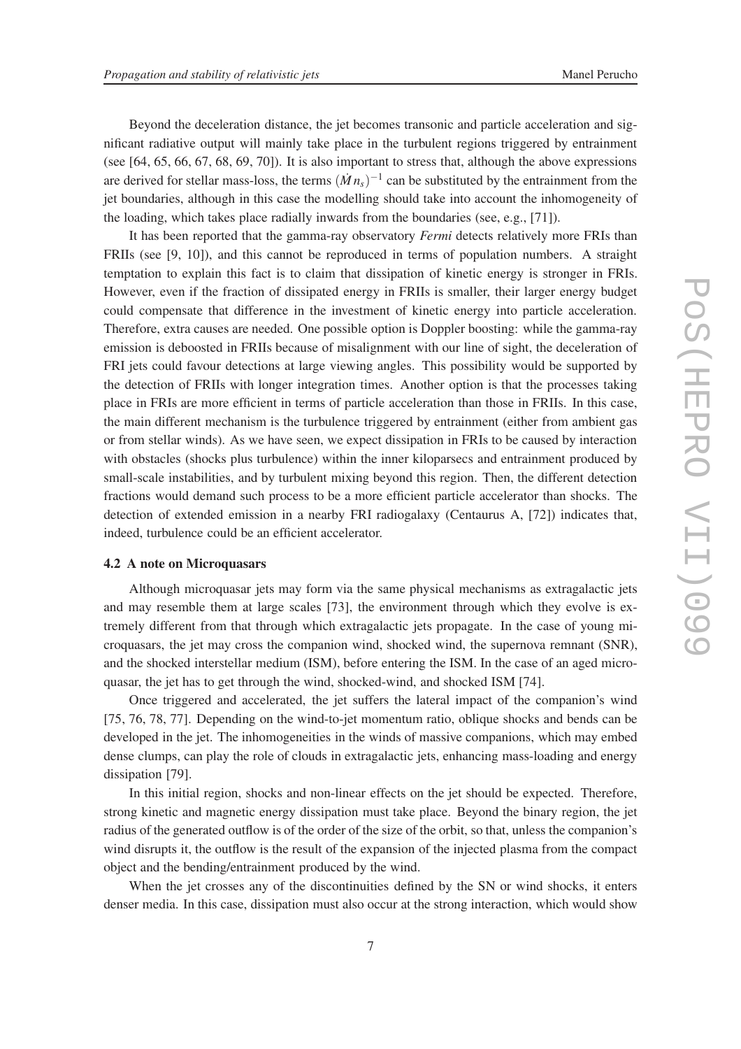Beyond the deceleration distance, the jet becomes transonic and particle acceleration and significant radiative output will mainly take place in the turbulent regions triggered by entrainment (see [64, 65, 66, 67, 68, 69, 70]). It is also important to stress that, although the above expressions are derived for stellar mass-loss, the terms $(\dot{M}\, n_s)^{-1}$ can be substituted by the entrainment from the jet boundaries, although in this case the modelling should take into account the inhomogeneity of the loading, which takes place radially inwards from the boundaries (see, e.g., [71]).

It has been reported that the gamma-ray observatory *Fermi* detects relatively more FRIs than FRIIs (see [9, 10]), and this cannot be reproduced in terms of population numbers. A straight temptation to explain this fact is to claim that dissipation of kinetic energy is stronger in FRIs. However, even if the fraction of dissipated energy in FRIIs is smaller, their larger energy budget could compensate that difference in the investment of kinetic energy into particle acceleration. Therefore, extra causes are needed. One possible option is Doppler boosting: while the gamma-ray emission is deboosted in FRIIs because of misalignment with our line of sight, the deceleration of FRI jets could favour detections at large viewing angles. This possibility would be supported by the detection of FRIIs with longer integration times. Another option is that the processes taking place in FRIs are more efficient in terms of particle acceleration than those in FRIIs. In this case, the main different mechanism is the turbulence triggered by entrainment (either from ambient gas or from stellar winds). As we have seen, we expect dissipation in FRIs to be caused by interaction with obstacles (shocks plus turbulence) within the inner kiloparsecs and entrainment produced by small-scale instabilities, and by turbulent mixing beyond this region. Then, the different detection fractions would demand such process to be a more efficient particle accelerator than shocks. The detection of extended emission in a nearby FRI radiogalaxy (Centaurus A, [72]) indicates that, indeed, turbulence could be an efficient accelerator.

### 4.2 A note on Microquasars

Although microquasar jets may form via the same physical mechanisms as extragalactic jets and may resemble them at large scales [73], the environment through which they evolve is extremely different from that through which extragalactic jets propagate. In the case of young microquasars, the jet may cross the companion wind, shocked wind, the supernova remnant (SNR), and the shocked interstellar medium (ISM), before entering the ISM. In the case of an aged microquasar, the jet has to get through the wind, shocked-wind, and shocked ISM [74].

Once triggered and accelerated, the jet suffers the lateral impact of the companion's wind [75, 76, 78, 77]. Depending on the wind-to-jet momentum ratio, oblique shocks and bends can be developed in the jet. The inhomogeneities in the winds of massive companions, which may embed dense clumps, can play the role of clouds in extragalactic jets, enhancing mass-loading and energy dissipation [79].

In this initial region, shocks and non-linear effects on the jet should be expected. Therefore, strong kinetic and magnetic energy dissipation must take place. Beyond the binary region, the jet radius of the generated outflow is of the order of the size of the orbit, so that, unless the companion's wind disrupts it, the outflow is the result of the expansion of the injected plasma from the compact object and the bending/entrainment produced by the wind.

When the jet crosses any of the discontinuities defined by the SN or wind shocks, it enters denser media. In this case, dissipation must also occur at the strong interaction, which would show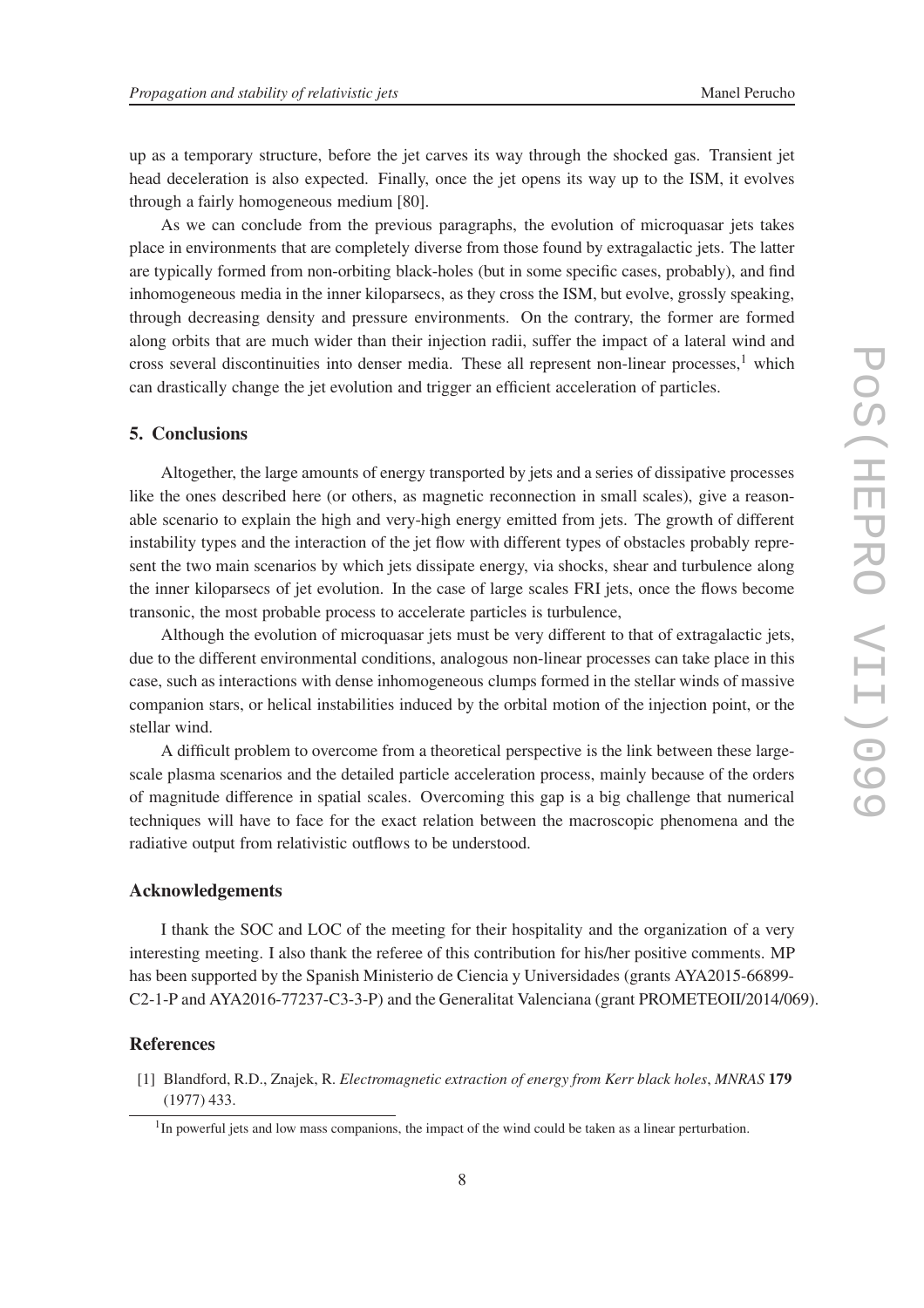up as a temporary structure, before the jet carves its way through the shocked gas. Transient jet head deceleration is also expected. Finally, once the jet opens its way up to the ISM, it evolves through a fairly homogeneous medium [80].

As we can conclude from the previous paragraphs, the evolution of microquasar jets takes place in environments that are completely diverse from those found by extragalactic jets. The latter are typically formed from non-orbiting black-holes (but in some specific cases, probably), and find inhomogeneous media in the inner kiloparsecs, as they cross the ISM, but evolve, grossly speaking, through decreasing density and pressure environments. On the contrary, the former are formed along orbits that are much wider than their injection radii, suffer the impact of a lateral wind and cross several discontinuities into denser media. These all represent non-linear processes,[1] which can drastically change the jet evolution and trigger an efficient acceleration of particles.

## 5. Conclusions

Altogether, the large amounts of energy transported by jets and a series of dissipative processes like the ones described here (or others, as magnetic reconnection in small scales), give a reasonable scenario to explain the high and very-high energy emitted from jets. The growth of different instability types and the interaction of the jet flow with different types of obstacles probably represent the two main scenarios by which jets dissipate energy, via shocks, shear and turbulence along the inner kiloparsecs of jet evolution. In the case of large scales FRI jets, once the flows become transonic, the most probable process to accelerate particles is turbulence,

Although the evolution of microquasar jets must be very different to that of extragalactic jets, due to the different environmental conditions, analogous non-linear processes can take place in this case, such as interactions with dense inhomogeneous clumps formed in the stellar winds of massive companion stars, or helical instabilities induced by the orbital motion of the injection point, or the stellar wind.

A difficult problem to overcome from a theoretical perspective is the link between these large-scale plasma scenarios and the detailed particle acceleration process, mainly because of the orders of magnitude difference in spatial scales. Overcoming this gap is a big challenge that numerical techniques will have to face for the exact relation between the macroscopic phenomena and the radiative output from relativistic outflows to be understood.

## Acknowledgements

I thank the SOC and LOC of the meeting for their hospitality and the organization of a very interesting meeting. I also thank the referee of this contribution for his/her positive comments. MP has been supported by the Spanish Ministerio de Ciencia y Universidades (grants AYA2015-66899-C2-1-P and AYA2016-77237-C3-3-P) and the Generalitat Valenciana (grant PROMETEOII/2014/069).

## References

[1] Blandford, R.D., Znajek, R. *Electromagnetic extraction of energy from Kerr black holes*, *MNRAS* **179** (1977) 433.

[1] In powerful jets and low mass companions, the impact of the wind could be taken as a linear perturbation.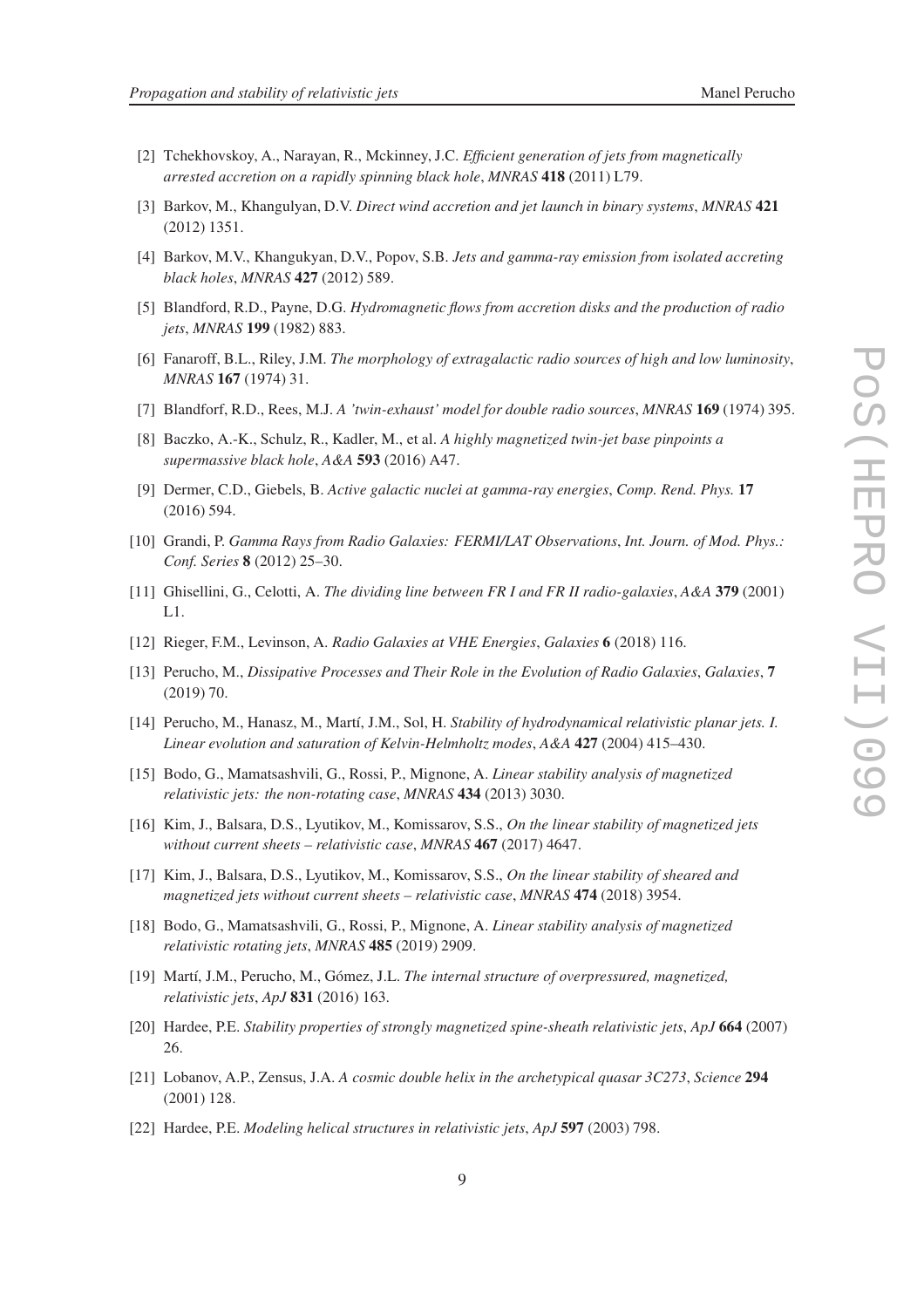[2] Tchekhovskoy, A., Narayan, R., Mckinney, J.C. *Efficient generation of jets from magnetically arrested accretion on a rapidly spinning black hole*, *MNRAS* **418** (2011) L79.

[3] Barkov, M., Khangulyan, D.V. *Direct wind accretion and jet launch in binary systems*, *MNRAS* **421** (2012) 1351.

[4] Barkov, M.V., Khangukyan, D.V., Popov, S.B. *Jets and gamma-ray emission from isolated accreting black holes*, *MNRAS* **427** (2012) 589.

[5] Blandford, R.D., Payne, D.G. *Hydromagnetic flows from accretion disks and the production of radio jets*, *MNRAS* **199** (1982) 883.

[6] Fanaroff, B.L., Riley, J.M. *The morphology of extragalactic radio sources of high and low luminosity*, *MNRAS* **167** (1974) 31.

[7] Blandforf, R.D., Rees, M.J. *A 'twin-exhaust' model for double radio sources*, *MNRAS* **169** (1974) 395.

[8] Baczko, A.-K., Schulz, R., Kadler, M., et al. *A highly magnetized twin-jet base pinpoints a supermassive black hole*, *A&A* **593** (2016) A47.

[9] Dermer, C.D., Giebels, B. *Active galactic nuclei at gamma-ray energies*, *Comp. Rend. Phys.* **17** (2016) 594.

[10] Grandi, P. *Gamma Rays from Radio Galaxies: FERMI/LAT Observations*, *Int. Journ. of Mod. Phys.: Conf. Series* **8** (2012) 25–30.

[11] Ghisellini, G., Celotti, A. *The dividing line between FR I and FR II radio-galaxies*, *A&A* **379** (2001) L1.

[12] Rieger, F.M., Levinson, A. *Radio Galaxies at VHE Energies*, *Galaxies* **6** (2018) 116.

[13] Perucho, M., *Dissipative Processes and Their Role in the Evolution of Radio Galaxies*, *Galaxies*, **7** (2019) 70.

[14] Perucho, M., Hanasz, M., Martí, J.M., Sol, H. *Stability of hydrodynamical relativistic planar jets. I. Linear evolution and saturation of Kelvin-Helmholtz modes*, *A&A* **427** (2004) 415–430.

[15] Bodo, G., Mamatsashvili, G., Rossi, P., Mignone, A. *Linear stability analysis of magnetized relativistic jets: the non-rotating case*, *MNRAS* **434** (2013) 3030.

[16] Kim, J., Balsara, D.S., Lyutikov, M., Komissarov, S.S., *On the linear stability of magnetized jets without current sheets – relativistic case*, *MNRAS* **467** (2017) 4647.

[17] Kim, J., Balsara, D.S., Lyutikov, M., Komissarov, S.S., *On the linear stability of sheared and magnetized jets without current sheets – relativistic case*, *MNRAS* **474** (2018) 3954.

[18] Bodo, G., Mamatsashvili, G., Rossi, P., Mignone, A. *Linear stability analysis of magnetized relativistic rotating jets*, *MNRAS* **485** (2019) 2909.

[19] Martí, J.M., Perucho, M., Gómez, J.L. *The internal structure of overpressured, magnetized, relativistic jets*, *ApJ* **831** (2016) 163.

[20] Hardee, P.E. *Stability properties of strongly magnetized spine-sheath relativistic jets*, *ApJ* **664** (2007) 26.

[21] Lobanov, A.P., Zensus, J.A. *A cosmic double helix in the archetypical quasar 3C273*, *Science* **294** (2001) 128.

[22] Hardee, P.E. *Modeling helical structures in relativistic jets*, *ApJ* **597** (2003) 798.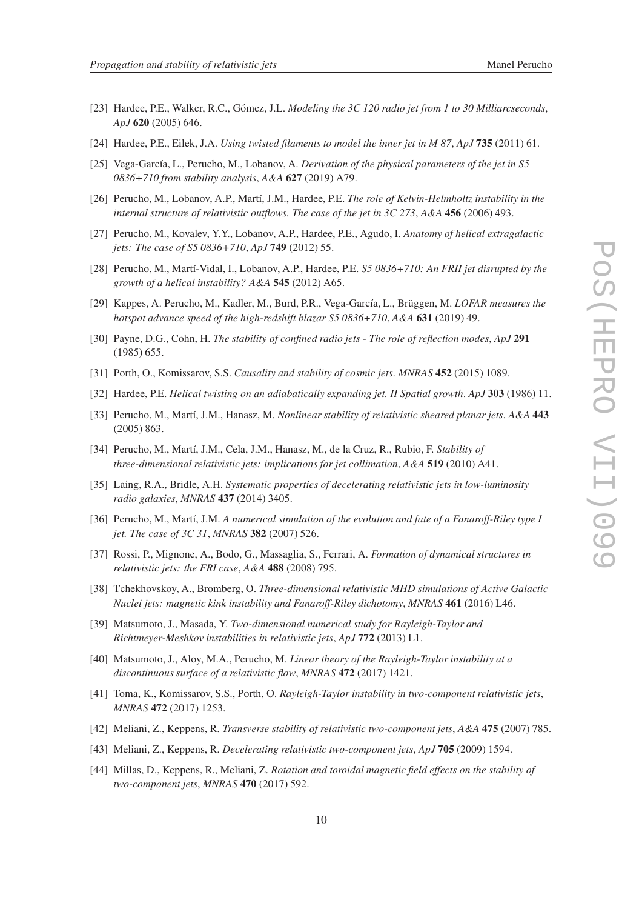[23] Hardee, P.E., Walker, R.C., Gómez, J.L. *Modeling the 3C 120 radio jet from 1 to 30 Milliarcseconds*, *ApJ* **620** (2005) 646.

[24] Hardee, P.E., Eilek, J.A. *Using twisted filaments to model the inner jet in M 87*, *ApJ* **735** (2011) 61.

[25] Vega-García, L., Perucho, M., Lobanov, A. *Derivation of the physical parameters of the jet in S5 0836+710 from stability analysis*, *A&A* **627** (2019) A79.

[26] Perucho, M., Lobanov, A.P., Martí, J.M., Hardee, P.E. *The role of Kelvin-Helmholtz instability in the internal structure of relativistic outflows. The case of the jet in 3C 273*, *A&A* **456** (2006) 493.

[27] Perucho, M., Kovalev, Y.Y., Lobanov, A.P., Hardee, P.E., Agudo, I. *Anatomy of helical extragalactic jets: The case of S5 0836+710*, *ApJ* **749** (2012) 55.

[28] Perucho, M., Martí-Vidal, I., Lobanov, A.P., Hardee, P.E. *S5 0836+710: An FRII jet disrupted by the growth of a helical instability? A&A* **545** (2012) A65.

[29] Kappes, A. Perucho, M., Kadler, M., Burd, P.R., Vega-García, L., Brüggen, M. *LOFAR measures the hotspot advance speed of the high-redshift blazar S5 0836+710*, *A&A* **631** (2019) 49.

[30] Payne, D.G., Cohn, H. *The stability of confined radio jets - The role of reflection modes*, *ApJ* **291** (1985) 655.

[31] Porth, O., Komissarov, S.S. *Causality and stability of cosmic jets*. *MNRAS* **452** (2015) 1089.

[32] Hardee, P.E. *Helical twisting on an adiabatically expanding jet. II Spatial growth*. *ApJ* **303** (1986) 11.

[33] Perucho, M., Martí, J.M., Hanasz, M. *Nonlinear stability of relativistic sheared planar jets*. *A&A* **443** (2005) 863.

[34] Perucho, M., Martí, J.M., Cela, J.M., Hanasz, M., de la Cruz, R., Rubio, F. *Stability of three-dimensional relativistic jets: implications for jet collimation*, *A&A* **519** (2010) A41.

[35] Laing, R.A., Bridle, A.H. *Systematic properties of decelerating relativistic jets in low-luminosity radio galaxies*, *MNRAS* **437** (2014) 3405.

[36] Perucho, M., Martí, J.M. *A numerical simulation of the evolution and fate of a Fanaroff-Riley type I jet. The case of 3C 31*, *MNRAS* **382** (2007) 526.

[37] Rossi, P., Mignone, A., Bodo, G., Massaglia, S., Ferrari, A. *Formation of dynamical structures in relativistic jets: the FRI case*, *A&A* **488** (2008) 795.

[38] Tchekhovskoy, A., Bromberg, O. *Three-dimensional relativistic MHD simulations of Active Galactic Nuclei jets: magnetic kink instability and Fanaroff-Riley dichotomy*, *MNRAS* **461** (2016) L46.

[39] Matsumoto, J., Masada, Y. *Two-dimensional numerical study for Rayleigh-Taylor and Richtmeyer-Meshkov instabilities in relativistic jets*, *ApJ* **772** (2013) L1.

[40] Matsumoto, J., Aloy, M.A., Perucho, M. *Linear theory of the Rayleigh-Taylor instability at a discontinuous surface of a relativistic flow*, *MNRAS* **472** (2017) 1421.

[41] Toma, K., Komissarov, S.S., Porth, O. *Rayleigh-Taylor instability in two-component relativistic jets*, *MNRAS* **472** (2017) 1253.

[42] Meliani, Z., Keppens, R. *Transverse stability of relativistic two-component jets*, *A&A* **475** (2007) 785.

[43] Meliani, Z., Keppens, R. *Decelerating relativistic two-component jets*, *ApJ* **705** (2009) 1594.

[44] Millas, D., Keppens, R., Meliani, Z. *Rotation and toroidal magnetic field effects on the stability of two-component jets*, *MNRAS* **470** (2017) 592.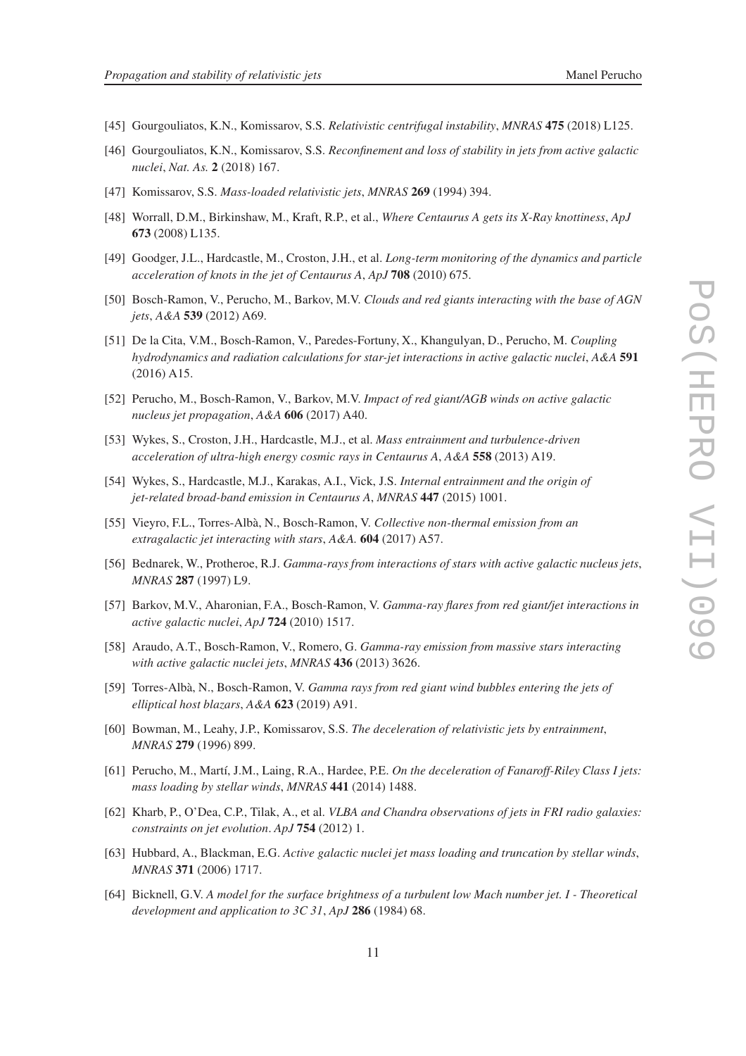[45] Gourgouliatos, K.N., Komissarov, S.S. *Relativistic centrifugal instability*, *MNRAS* **475** (2018) L125.

[46] Gourgouliatos, K.N., Komissarov, S.S. *Reconfinement and loss of stability in jets from active galactic nuclei*, *Nat. As.* **2** (2018) 167.

[47] Komissarov, S.S. *Mass-loaded relativistic jets*, *MNRAS* **269** (1994) 394.

[48] Worrall, D.M., Birkinshaw, M., Kraft, R.P., et al., *Where Centaurus A gets its X-Ray knottiness*, *ApJ* **673** (2008) L135.

[49] Goodger, J.L., Hardcastle, M., Croston, J.H., et al. *Long-term monitoring of the dynamics and particle acceleration of knots in the jet of Centaurus A*, *ApJ* **708** (2010) 675.

[50] Bosch-Ramon, V., Perucho, M., Barkov, M.V. *Clouds and red giants interacting with the base of AGN jets*, *A&A* **539** (2012) A69.

[51] De la Cita, V.M., Bosch-Ramon, V., Paredes-Fortuny, X., Khangulyan, D., Perucho, M. *Coupling hydrodynamics and radiation calculations for star-jet interactions in active galactic nuclei*, *A&A* **591** (2016) A15.

[52] Perucho, M., Bosch-Ramon, V., Barkov, M.V. *Impact of red giant/AGB winds on active galactic nucleus jet propagation*, *A&A* **606** (2017) A40.

[53] Wykes, S., Croston, J.H., Hardcastle, M.J., et al. *Mass entrainment and turbulence-driven acceleration of ultra-high energy cosmic rays in Centaurus A*, *A&A* **558** (2013) A19.

[54] Wykes, S., Hardcastle, M.J., Karakas, A.I., Vick, J.S. *Internal entrainment and the origin of jet-related broad-band emission in Centaurus A*, *MNRAS* **447** (2015) 1001.

[55] Vieyro, F.L., Torres-Albà, N., Bosch-Ramon, V. *Collective non-thermal emission from an extragalactic jet interacting with stars*, *A&A.* **604** (2017) A57.

[56] Bednarek, W., Protheroe, R.J. *Gamma-rays from interactions of stars with active galactic nucleus jets*, *MNRAS* **287** (1997) L9.

[57] Barkov, M.V., Aharonian, F.A., Bosch-Ramon, V. *Gamma-ray flares from red giant/jet interactions in active galactic nuclei*, *ApJ* **724** (2010) 1517.

[58] Araudo, A.T., Bosch-Ramon, V., Romero, G. *Gamma-ray emission from massive stars interacting with active galactic nuclei jets*, *MNRAS* **436** (2013) 3626.

[59] Torres-Albà, N., Bosch-Ramon, V. *Gamma rays from red giant wind bubbles entering the jets of elliptical host blazars*, *A&A* **623** (2019) A91.

[60] Bowman, M., Leahy, J.P., Komissarov, S.S. *The deceleration of relativistic jets by entrainment*, *MNRAS* **279** (1996) 899.

[61] Perucho, M., Martí, J.M., Laing, R.A., Hardee, P.E. *On the deceleration of Fanaroff-Riley Class I jets: mass loading by stellar winds*, *MNRAS* **441** (2014) 1488.

[62] Kharb, P., O'Dea, C.P., Tilak, A., et al. *VLBA and Chandra observations of jets in FRI radio galaxies: constraints on jet evolution*. *ApJ* **754** (2012) 1.

[63] Hubbard, A., Blackman, E.G. *Active galactic nuclei jet mass loading and truncation by stellar winds*, *MNRAS* **371** (2006) 1717.

[64] Bicknell, G.V. *A model for the surface brightness of a turbulent low Mach number jet. I - Theoretical development and application to 3C 31*, *ApJ* **286** (1984) 68.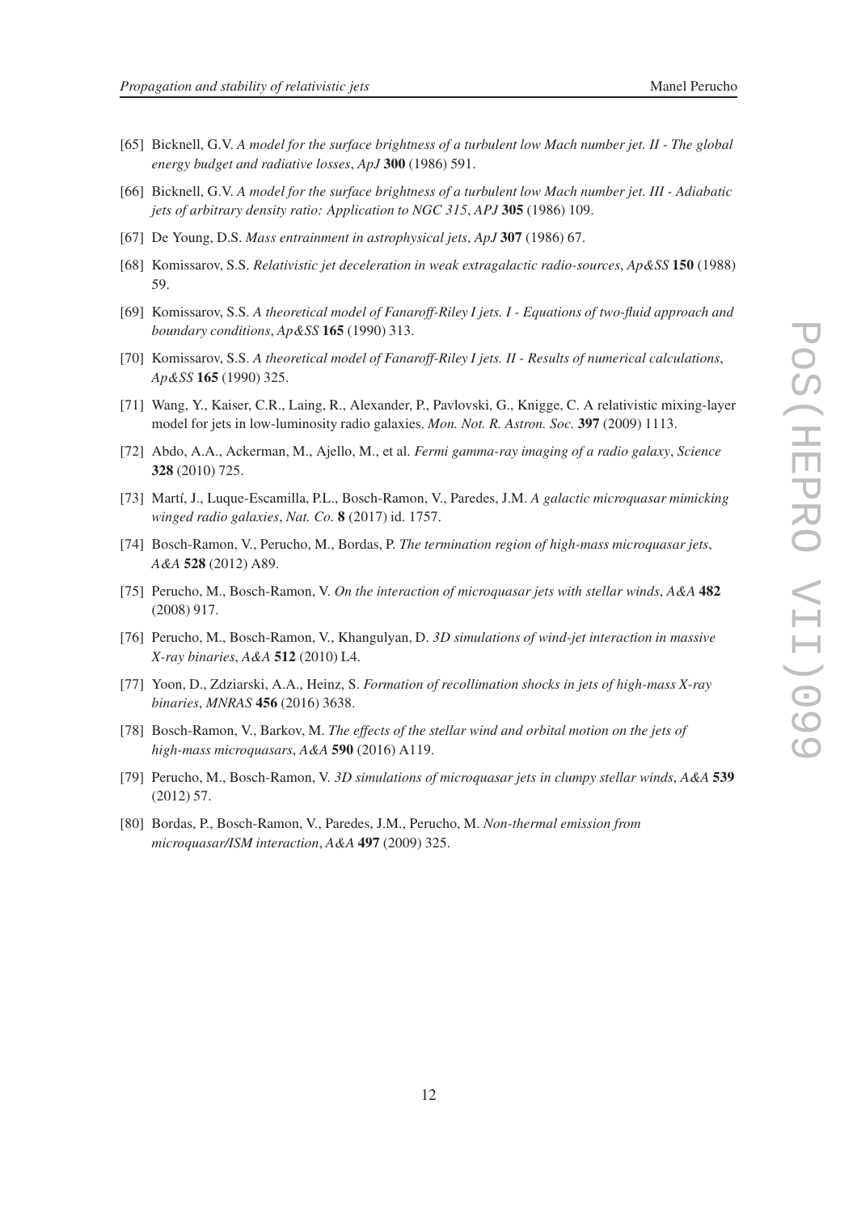[65] Bicknell, G.V. *A model for the surface brightness of a turbulent low Mach number jet. II - The global energy budget and radiative losses*, *ApJ* **300** (1986) 591.

[66] Bicknell, G.V. *A model for the surface brightness of a turbulent low Mach number jet. III - Adiabatic jets of arbitrary density ratio: Application to NGC 315*, *APJ* **305** (1986) 109.

[67] De Young, D.S. *Mass entrainment in astrophysical jets*, *ApJ* **307** (1986) 67.

[68] Komissarov, S.S. *Relativistic jet deceleration in weak extragalactic radio-sources*, *Ap&SS* **150** (1988) 59.

[69] Komissarov, S.S. *A theoretical model of Fanaroff-Riley I jets. I - Equations of two-fluid approach and boundary conditions*, *Ap&SS* **165** (1990) 313.

[70] Komissarov, S.S. *A theoretical model of Fanaroff-Riley I jets. II - Results of numerical calculations*, *Ap&SS* **165** (1990) 325.

[71] Wang, Y., Kaiser, C.R., Laing, R., Alexander, P., Pavlovski, G., Knigge, C. A relativistic mixing-layer model for jets in low-luminosity radio galaxies. *Mon. Not. R. Astron. Soc.* **397** (2009) 1113.

[72] Abdo, A.A., Ackerman, M., Ajello, M., et al. *Fermi gamma-ray imaging of a radio galaxy*, *Science* **328** (2010) 725.

[73] Martí, J., Luque-Escamilla, P.L., Bosch-Ramon, V., Paredes, J.M. *A galactic microquasar mimicking winged radio galaxies*, *Nat. Co.* **8** (2017) id. 1757.

[74] Bosch-Ramon, V., Perucho, M., Bordas, P. *The termination region of high-mass microquasar jets*, *A&A* **528** (2012) A89.

[75] Perucho, M., Bosch-Ramon, V. *On the interaction of microquasar jets with stellar winds*, *A&A* **482** (2008) 917.

[76] Perucho, M., Bosch-Ramon, V., Khangulyan, D. *3D simulations of wind-jet interaction in massive X-ray binaries*, *A&A* **512** (2010) L4.

[77] Yoon, D., Zdziarski, A.A., Heinz, S. *Formation of recollimation shocks in jets of high-mass X-ray binaries*, *MNRAS* **456** (2016) 3638.

[78] Bosch-Ramon, V., Barkov, M. *The effects of the stellar wind and orbital motion on the jets of high-mass microquasars*, *A&A* **590** (2016) A119.

[79] Perucho, M., Bosch-Ramon, V. *3D simulations of microquasar jets in clumpy stellar winds*, *A&A* **539** (2012) 57.

[80] Bordas, P., Bosch-Ramon, V., Paredes, J.M., Perucho, M. *Non-thermal emission from microquasar/ISM interaction*, *A&A* **497** (2009) 325.